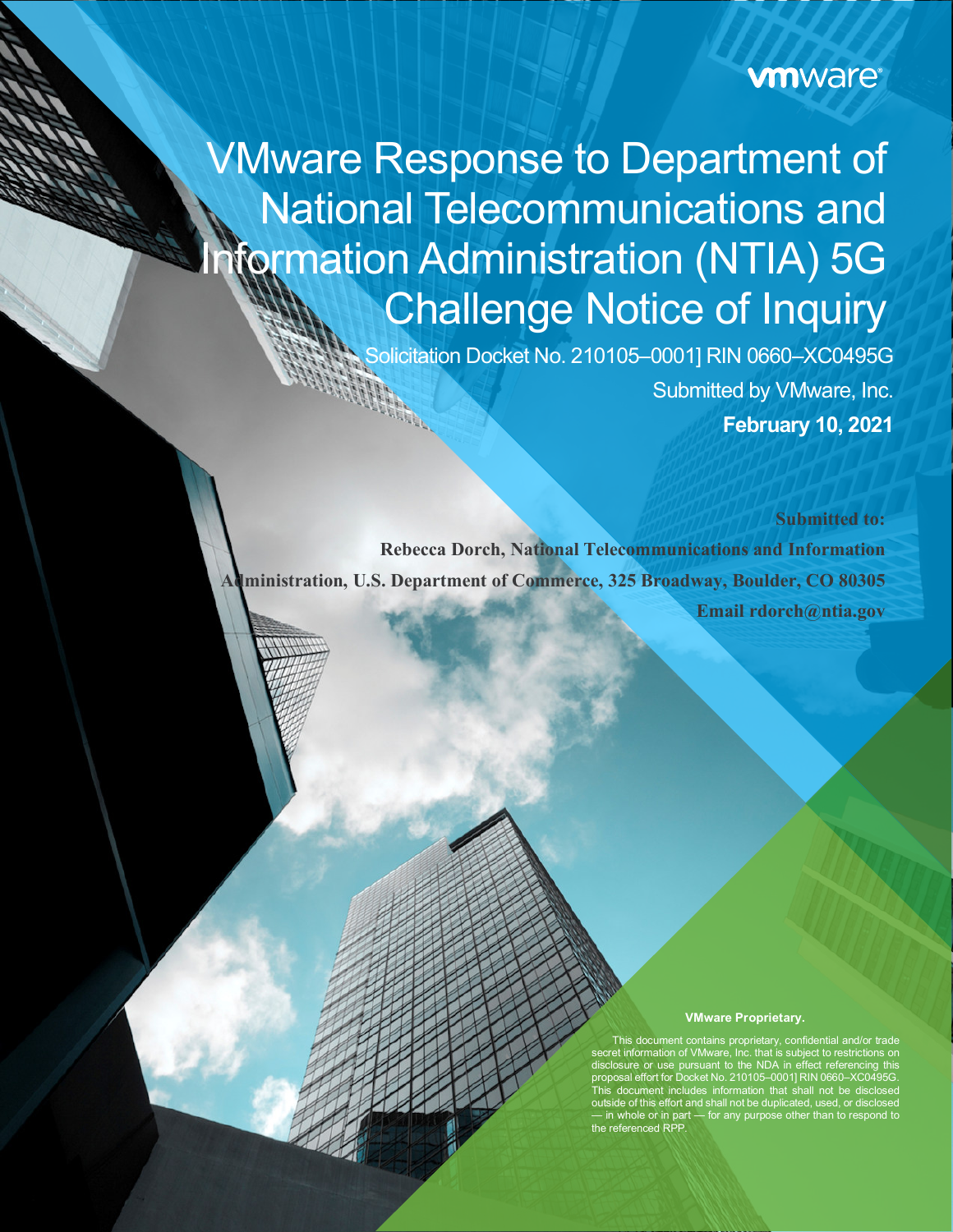vmware®

# VMware Response to Department of National Telecommunications and Information Administration (NTIA) 5G Challenge Notice of Inquiry

Solicitation Docket No. 210105–0001] RIN 0660–XC0495G

Submitted by VMware, Inc.

**February 10, 2021**

**Submitted to:**

**Rebecca Dorch, National Telecommunications and Information Administration, U.S. Department of Commerce, 325 Broadway, Boulder, CO 80305**

**Email rdorch@ntia.gov**

**VMware Proprietary.**

This document contains proprietary, confidential and/or trade secret information of VMware, Inc. that is subject to restrictions on disclosure or use pursuant to the NDA in effect referencing this proposal effort for Docket No. 210105–0001] RIN 0660–XC0495G. This document includes information that shall not be disclosed outside of this effort and shall not be duplicated, used, or disclosed — in whole or in part — for any purpose other than to respond to the referenced RPP.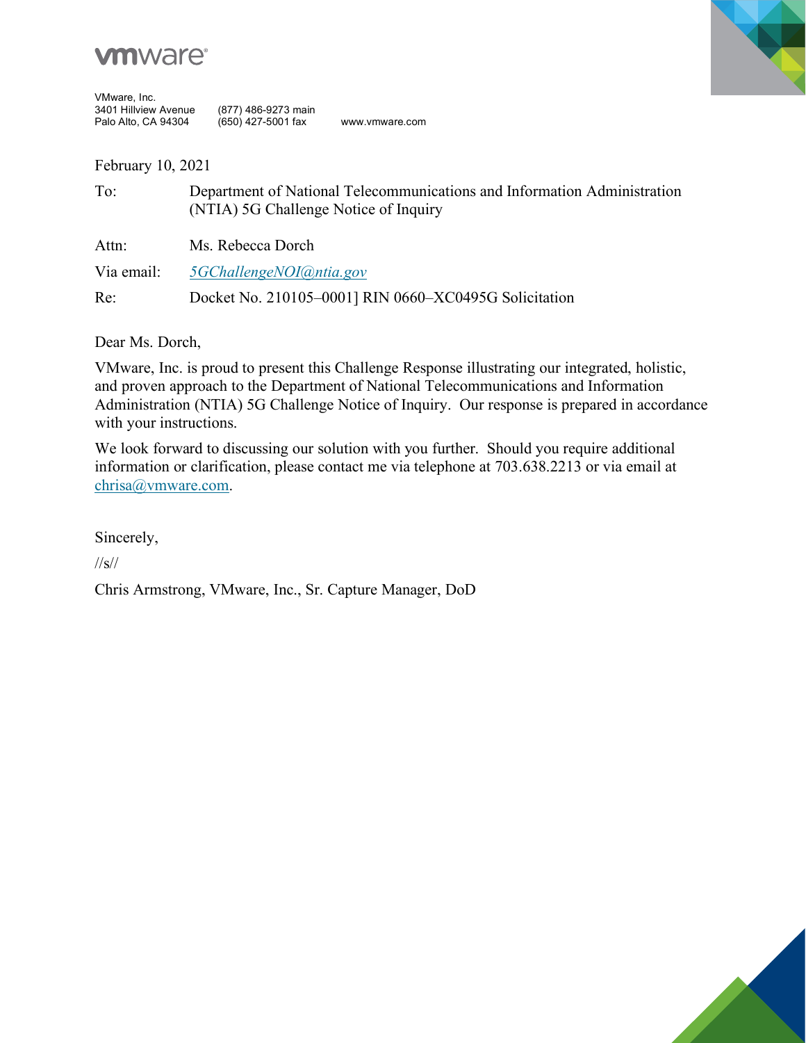**vmware**®

VMware, Inc.
3401 Hillview Avenue
Palo Alto, CA 94304

(877) 486-9273 main
(650) 427-5001 fax

www.vmware.com

February 10, 2021

| | |
|---|---|
| To: | Department of National Telecommunications and Information Administration (NTIA) 5G Challenge Notice of Inquiry |
| Attn: | Ms. Rebecca Dorch |
| Via email: | *5GChallengeNOI@ntia.gov* |
| Re: | Docket No. 210105–0001] RIN 0660–XC0495G Solicitation |

Dear Ms. Dorch,

VMware, Inc. is proud to present this Challenge Response illustrating our integrated, holistic, and proven approach to the Department of National Telecommunications and Information Administration (NTIA) 5G Challenge Notice of Inquiry. Our response is prepared in accordance with your instructions.

We look forward to discussing our solution with you further. Should you require additional information or clarification, please contact me via telephone at 703.638.2213 or via email at chrisa@vmware.com.

Sincerely,

//s//

Chris Armstrong, VMware, Inc., Sr. Capture Manager, DoD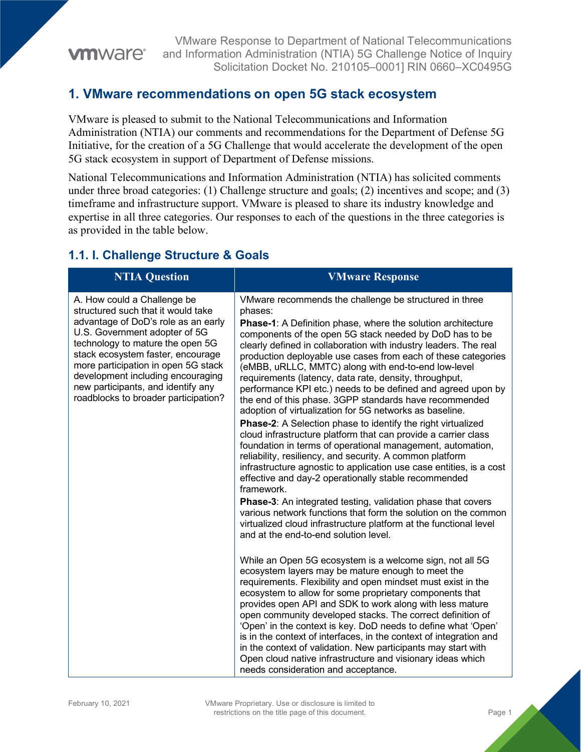## 1. VMware recommendations on open 5G stack ecosystem

VMware is pleased to submit to the National Telecommunications and Information Administration (NTIA) our comments and recommendations for the Department of Defense 5G Initiative, for the creation of a 5G Challenge that would accelerate the development of the open 5G stack ecosystem in support of Department of Defense missions.

National Telecommunications and Information Administration (NTIA) has solicited comments under three broad categories: (1) Challenge structure and goals; (2) incentives and scope; and (3) timeframe and infrastructure support. VMware is pleased to share its industry knowledge and expertise in all three categories. Our responses to each of the questions in the three categories is as provided in the table below.

### 1.1. I. Challenge Structure & Goals

| NTIA Question | VMware Response |
|---|---|
| A. How could a Challenge be structured such that it would take advantage of DoD's role as an early U.S. Government adopter of 5G technology to mature the open 5G stack ecosystem faster, encourage more participation in open 5G stack development including encouraging new participants, and identify any roadblocks to broader participation? | VMware recommends the challenge be structured in three phases:<br>**Phase-1**: A Definition phase, where the solution architecture components of the open 5G stack needed by DoD has to be clearly defined in collaboration with industry leaders. The real production deployable use cases from each of these categories (eMBB, uRLLC, MMTC) along with end-to-end low-level requirements (latency, data rate, density, throughput, performance KPI etc.) needs to be defined and agreed upon by the end of this phase. 3GPP standards have recommended adoption of virtualization for 5G networks as baseline.<br>**Phase-2**: A Selection phase to identify the right virtualized cloud infrastructure platform that can provide a carrier class foundation in terms of operational management, automation, reliability, resiliency, and security. A common platform infrastructure agnostic to application use case entities, is a cost effective and day-2 operationally stable recommended framework.<br>**Phase-3**: An integrated testing, validation phase that covers various network functions that form the solution on the common virtualized cloud infrastructure platform at the functional level and at the end-to-end solution level.<br><br>While an Open 5G ecosystem is a welcome sign, not all 5G ecosystem layers may be mature enough to meet the requirements. Flexibility and open mindset must exist in the ecosystem to allow for some proprietary components that provides open API and SDK to work along with less mature open community developed stacks. The correct definition of 'Open' in the context is key. DoD needs to define what 'Open' is in the context of interfaces, in the context of integration and in the context of validation. New participants may start with Open cloud native infrastructure and visionary ideas which needs consideration and acceptance. |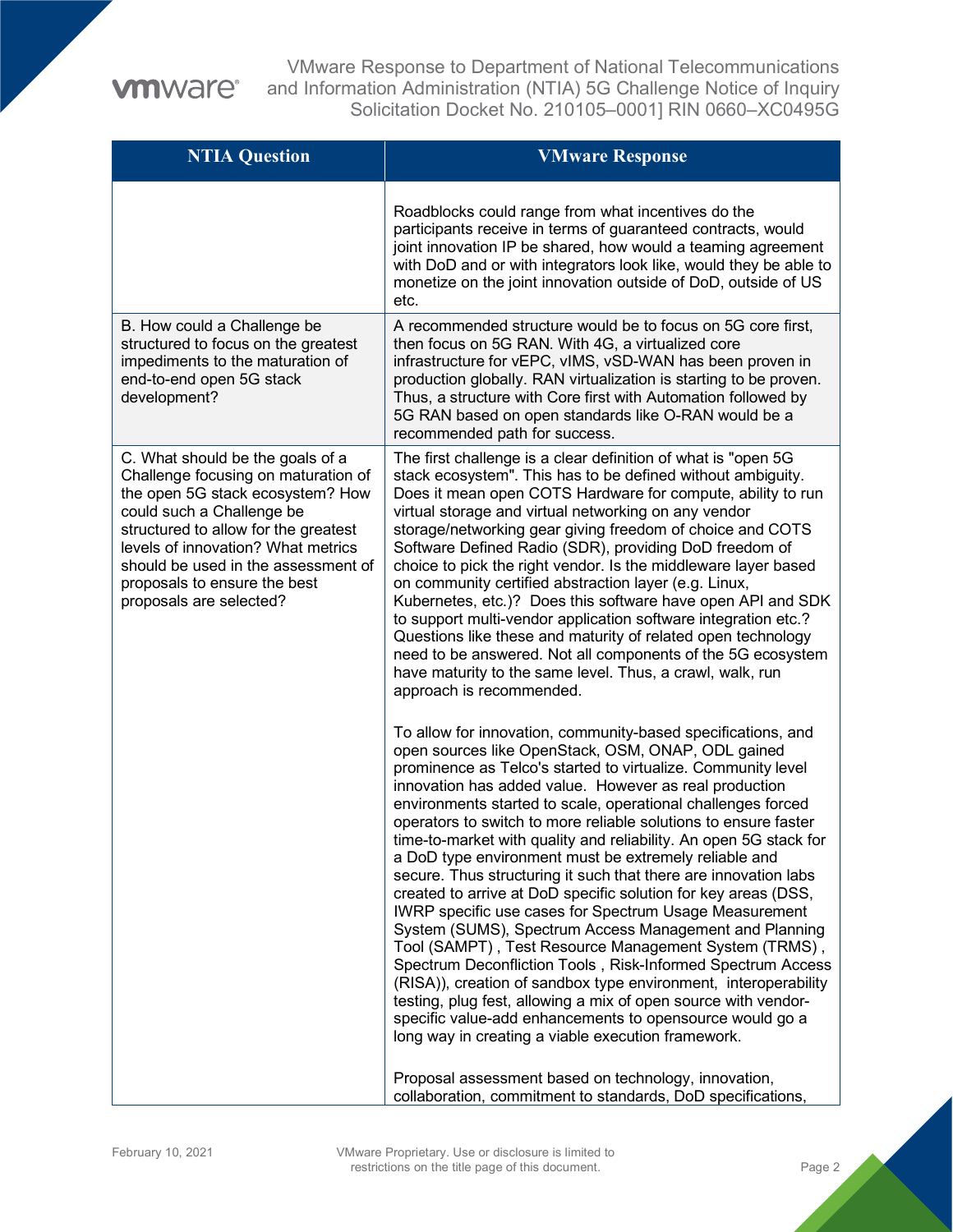| NTIA Question | VMware Response |
|---|---|
| | Roadblocks could range from what incentives do the participants receive in terms of guaranteed contracts, would joint innovation IP be shared, how would a teaming agreement with DoD and or with integrators look like, would they be able to monetize on the joint innovation outside of DoD, outside of US etc. |
| B. How could a Challenge be structured to focus on the greatest impediments to the maturation of end-to-end open 5G stack development? | A recommended structure would be to focus on 5G core first, then focus on 5G RAN. With 4G, a virtualized core infrastructure for vEPC, vIMS, vSD-WAN has been proven in production globally. RAN virtualization is starting to be proven. Thus, a structure with Core first with Automation followed by 5G RAN based on open standards like O-RAN would be a recommended path for success. |
| C. What should be the goals of a Challenge focusing on maturation of the open 5G stack ecosystem? How could such a Challenge be structured to allow for the greatest levels of innovation? What metrics should be used in the assessment of proposals to ensure the best proposals are selected? | The first challenge is a clear definition of what is "open 5G stack ecosystem". This has to be defined without ambiguity. Does it mean open COTS Hardware for compute, ability to run virtual storage and virtual networking on any vendor storage/networking gear giving freedom of choice and COTS Software Defined Radio (SDR), providing DoD freedom of choice to pick the right vendor. Is the middleware layer based on community certified abstraction layer (e.g. Linux, Kubernetes, etc.)? Does this software have open API and SDK to support multi-vendor application software integration etc.? Questions like these and maturity of related open technology need to be answered. Not all components of the 5G ecosystem have maturity to the same level. Thus, a crawl, walk, run approach is recommended.<br><br>To allow for innovation, community-based specifications, and open sources like OpenStack, OSM, ONAP, ODL gained prominence as Telco's started to virtualize. Community level innovation has added value. However as real production environments started to scale, operational challenges forced operators to switch to more reliable solutions to ensure faster time-to-market with quality and reliability. An open 5G stack for a DoD type environment must be extremely reliable and secure. Thus structuring it such that there are innovation labs created to arrive at DoD specific solution for key areas (DSS, IWRP specific use cases for Spectrum Usage Measurement System (SUMS), Spectrum Access Management and Planning Tool (SAMPT) , Test Resource Management System (TRMS) , Spectrum Deconfliction Tools , Risk-Informed Spectrum Access (RISA)), creation of sandbox type environment, interoperability testing, plug fest, allowing a mix of open source with vendor-specific value-add enhancements to opensource would go a long way in creating a viable execution framework.<br><br>Proposal assessment based on technology, innovation, collaboration, commitment to standards, DoD specifications, |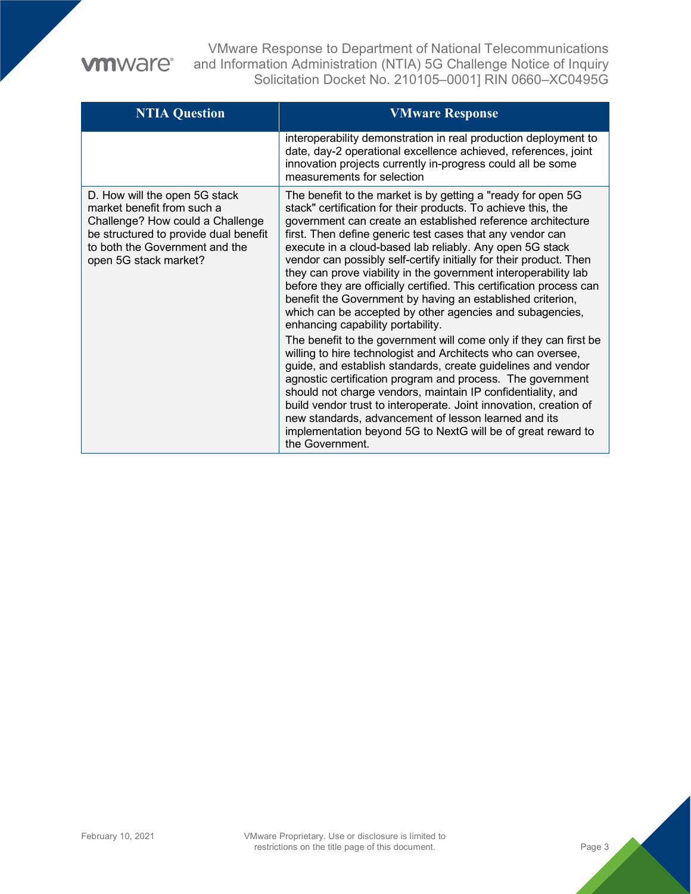| NTIA Question | VMware Response |
| --- | --- |
| | interoperability demonstration in real production deployment to date, day-2 operational excellence achieved, references, joint innovation projects currently in-progress could all be some measurements for selection |
| D. How will the open 5G stack market benefit from such a Challenge? How could a Challenge be structured to provide dual benefit to both the Government and the open 5G stack market? | The benefit to the market is by getting a "ready for open 5G stack" certification for their products. To achieve this, the government can create an established reference architecture first. Then define generic test cases that any vendor can execute in a cloud-based lab reliably. Any open 5G stack vendor can possibly self-certify initially for their product. Then they can prove viability in the government interoperability lab before they are officially certified. This certification process can benefit the Government by having an established criterion, which can be accepted by other agencies and subagencies, enhancing capability portability.<br>The benefit to the government will come only if they can first be willing to hire technologist and Architects who can oversee, guide, and establish standards, create guidelines and vendor agnostic certification program and process. The government should not charge vendors, maintain IP confidentiality, and build vendor trust to interoperate. Joint innovation, creation of new standards, advancement of lesson learned and its implementation beyond 5G to NextG will be of great reward to the Government. |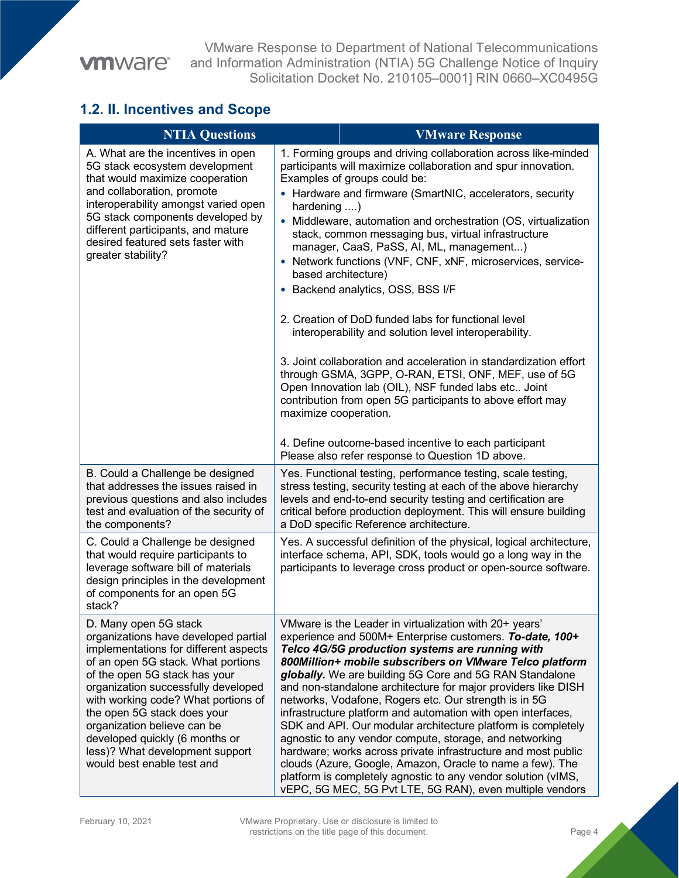## 1.2. II. Incentives and Scope

| NTIA Questions | VMware Response |
|---|---|
| A. What are the incentives in open 5G stack ecosystem development that would maximize cooperation and collaboration, promote interoperability amongst varied open 5G stack components developed by different participants, and mature desired featured sets faster with greater stability? | 1. Forming groups and driving collaboration across like-minded participants will maximize collaboration and spur innovation. Examples of groups could be:<br>• Hardware and firmware (SmartNIC, accelerators, security hardening ....)<br>• Middleware, automation and orchestration (OS, virtualization stack, common messaging bus, virtual infrastructure manager, CaaS, PaSS, AI, ML, management...)<br>• Network functions (VNF, CNF, xNF, microservices, service-based architecture)<br>• Backend analytics, OSS, BSS I/F<br><br>2. Creation of DoD funded labs for functional level interoperability and solution level interoperability.<br><br>3. Joint collaboration and acceleration in standardization effort through GSMA, 3GPP, O-RAN, ETSI, ONF, MEF, use of 5G Open Innovation lab (OIL), NSF funded labs etc.. Joint contribution from open 5G participants to above effort may maximize cooperation.<br><br>4. Define outcome-based incentive to each participant<br>Please also refer response to Question 1D above. |
| B. Could a Challenge be designed that addresses the issues raised in previous questions and also includes test and evaluation of the security of the components? | Yes. Functional testing, performance testing, scale testing, stress testing, security testing at each of the above hierarchy levels and end-to-end security testing and certification are critical before production deployment. This will ensure building a DoD specific Reference architecture. |
| C. Could a Challenge be designed that would require participants to leverage software bill of materials design principles in the development of components for an open 5G stack? | Yes. A successful definition of the physical, logical architecture, interface schema, API, SDK, tools would go a long way in the participants to leverage cross product or open-source software. |
| D. Many open 5G stack organizations have developed partial implementations for different aspects of an open 5G stack. What portions of the open 5G stack has your organization successfully developed with working code? What portions of the open 5G stack does your organization believe can be developed quickly (6 months or less)? What development support would best enable test and | VMware is the Leader in virtualization with 20+ years' experience and 500M+ Enterprise customers. ***To-date, 100+ Telco 4G/5G production systems are running with 800Million+ mobile subscribers on VMware Telco platform globally.*** We are building 5G Core and 5G RAN Standalone and non-standalone architecture for major providers like DISH networks, Vodafone, Rogers etc. Our strength is in 5G infrastructure platform and automation with open interfaces, SDK and API. Our modular architecture platform is completely agnostic to any vendor compute, storage, and networking hardware; works across private infrastructure and most public clouds (Azure, Google, Amazon, Oracle to name a few). The platform is completely agnostic to any vendor solution (vIMS, vEPC, 5G MEC, 5G Pvt LTE, 5G RAN), even multiple vendors |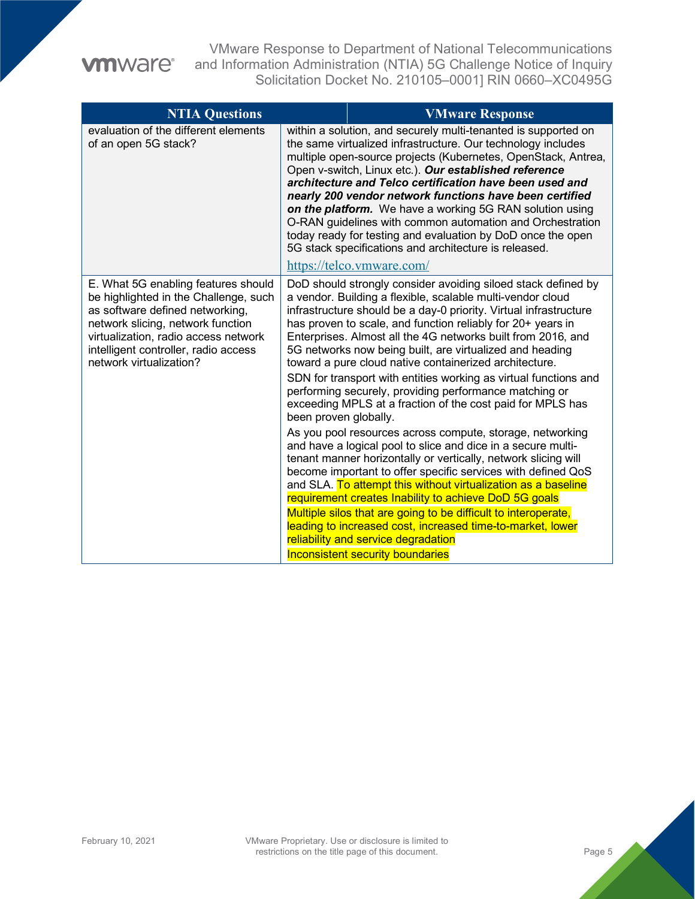| NTIA Questions | VMware Response |
|---|---|
| evaluation of the different elements of an open 5G stack? | within a solution, and securely multi-tenanted is supported on the same virtualized infrastructure. Our technology includes multiple open-source projects (Kubernetes, OpenStack, Antrea, Open v-switch, Linux etc.). ***Our established reference architecture and Telco certification have been used and nearly 200 vendor network functions have been certified on the platform.*** We have a working 5G RAN solution using O-RAN guidelines with common automation and Orchestration today ready for testing and evaluation by DoD once the open 5G stack specifications and architecture is released.<br><br>https://telco.vmware.com/ |
| E. What 5G enabling features should be highlighted in the Challenge, such as software defined networking, network slicing, network function virtualization, radio access network intelligent controller, radio access network virtualization? | DoD should strongly consider avoiding siloed stack defined by a vendor. Building a flexible, scalable multi-vendor cloud infrastructure should be a day-0 priority. Virtual infrastructure has proven to scale, and function reliably for 20+ years in Enterprises. Almost all the 4G networks built from 2016, and 5G networks now being built, are virtualized and heading toward a pure cloud native containerized architecture.<br><br>SDN for transport with entities working as virtual functions and performing securely, providing performance matching or exceeding MPLS at a fraction of the cost paid for MPLS has been proven globally.<br><br>As you pool resources across compute, storage, networking and have a logical pool to slice and dice in a secure multi-tenant manner horizontally or vertically, network slicing will become important to offer specific services with defined QoS and SLA. To attempt this without virtualization as a baseline requirement creates Inability to achieve DoD 5G goals<br><br>Multiple silos that are going to be difficult to interoperate, leading to increased cost, increased time-to-market, lower reliability and service degradation<br><br>Inconsistent security boundaries |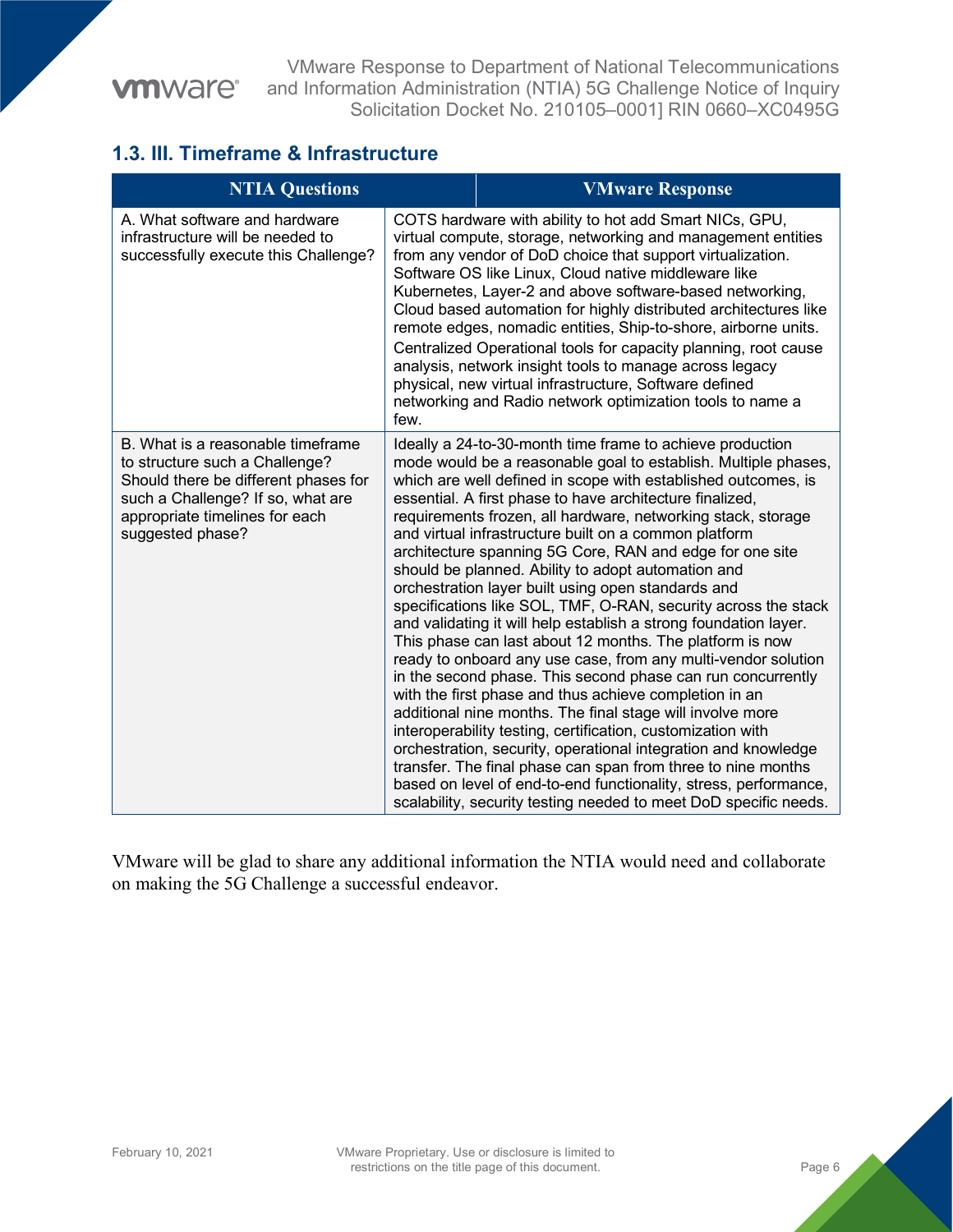## 1.3. III. Timeframe & Infrastructure

| NTIA Questions | VMware Response |
|---|---|
| A. What software and hardware infrastructure will be needed to successfully execute this Challenge? | COTS hardware with ability to hot add Smart NICs, GPU, virtual compute, storage, networking and management entities from any vendor of DoD choice that support virtualization. Software OS like Linux, Cloud native middleware like Kubernetes, Layer-2 and above software-based networking, Cloud based automation for highly distributed architectures like remote edges, nomadic entities, Ship-to-shore, airborne units. Centralized Operational tools for capacity planning, root cause analysis, network insight tools to manage across legacy physical, new virtual infrastructure, Software defined networking and Radio network optimization tools to name a few. |
| B. What is a reasonable timeframe to structure such a Challenge? Should there be different phases for such a Challenge? If so, what are appropriate timelines for each suggested phase? | Ideally a 24-to-30-month time frame to achieve production mode would be a reasonable goal to establish. Multiple phases, which are well defined in scope with established outcomes, is essential. A first phase to have architecture finalized, requirements frozen, all hardware, networking stack, storage and virtual infrastructure built on a common platform architecture spanning 5G Core, RAN and edge for one site should be planned. Ability to adopt automation and orchestration layer built using open standards and specifications like SOL, TMF, O-RAN, security across the stack and validating it will help establish a strong foundation layer. This phase can last about 12 months. The platform is now ready to onboard any use case, from any multi-vendor solution in the second phase. This second phase can run concurrently with the first phase and thus achieve completion in an additional nine months. The final stage will involve more interoperability testing, certification, customization with orchestration, security, operational integration and knowledge transfer. The final phase can span from three to nine months based on level of end-to-end functionality, stress, performance, scalability, security testing needed to meet DoD specific needs. |

VMware will be glad to share any additional information the NTIA would need and collaborate on making the 5G Challenge a successful endeavor.